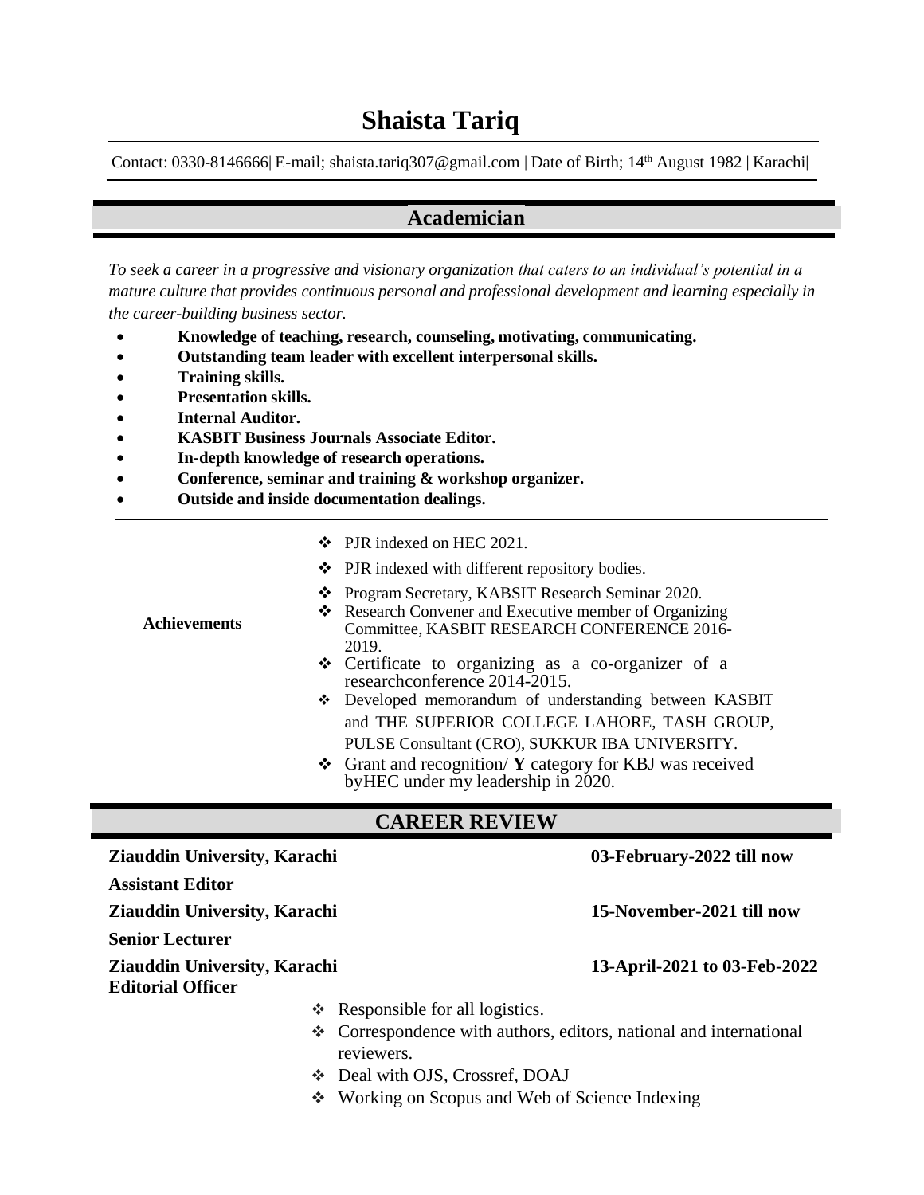# Shaista Tariq

Contact: 0330-8146666| E-mail; shaista.tariq307@gmail.com | Date of Birth; 14th August 1982 | Karachi|

## Academician

*To seek a career in a progressive and visionary organization that caters to an individual's potential in a mature culture that provides continuous personal and professional development and learning especially in the career-building business sector.*

- **Knowledge of teaching, research, counseling, motivating, communicating.**
- **Outstanding team leader with excellent interpersonal skills.**
- **Training skills.**
- **Presentation skills.**
- **Internal Auditor.**
- **KASBIT Business Journals Associate Editor.**
- **In-depth knowledge of research operations.**
- **Conference, seminar and training & workshop organizer.**
- **Outside and inside documentation dealings.**

**Achievements**

- PJR indexed on HEC 2021.
- PJR indexed with different repository bodies.
- Program Secretary, KABSIT Research Seminar 2020.
- Research Convener and Executive member of Organizing Committee, KASBIT RESEARCH CONFERENCE 2016-2019.
- Certificate to organizing as a co-organizer of a researchconference 2014-2015.
- Developed memorandum of understanding between KASBIT and THE SUPERIOR COLLEGE LAHORE, TASH GROUP, PULSE Consultant (CRO), SUKKUR IBA UNIVERSITY.
- Grant and recognition/ **Y** category for KBJ was received byHEC under my leadership in 2020.

## CAREER REVIEW

**Ziauddin University, Karachi** — **03-February-2022 till now**

**Assistant Editor**

**Ziauddin University, Karachi** — **15-November-2021 till now**

**Senior Lecturer**

**Ziauddin University, Karachi** — **13-April-2021 to 03-Feb-2022**

**Editorial Officer**

- Responsible for all logistics.
- Correspondence with authors, editors, national and international reviewers.
- Deal with OJS, Crossref, DOAJ
- Working on Scopus and Web of Science Indexing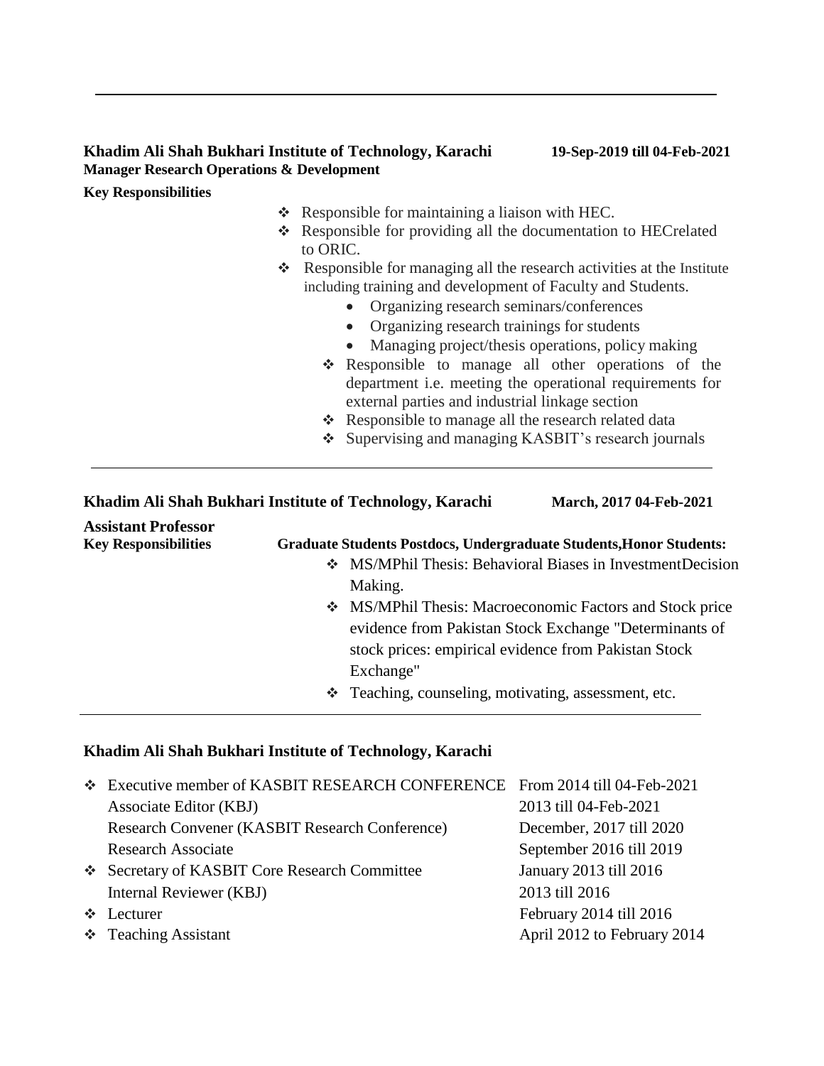---

**Khadim Ali Shah Bukhari Institute of Technology, Karachi** **19-Sep-2019 till 04-Feb-2021**
**Manager Research Operations & Development**

**Key Responsibilities**

- Responsible for maintaining a liaison with HEC.
- Responsible for providing all the documentation to HECrelated to ORIC.
- Responsible for managing all the research activities at the Institute including training and development of Faculty and Students.
  - Organizing research seminars/conferences
  - Organizing research trainings for students
  - Managing project/thesis operations, policy making
- Responsible to manage all other operations of the department i.e. meeting the operational requirements for external parties and industrial linkage section
- Responsible to manage all the research related data
- Supervising and managing KASBIT's research journals

---

**Khadim Ali Shah Bukhari Institute of Technology, Karachi** **March, 2017 04-Feb-2021**

**Assistant Professor**

**Key Responsibilities** **Graduate Students Postdocs, Undergraduate Students,Honor Students:**

- MS/MPhil Thesis: Behavioral Biases in InvestmentDecision Making.
- MS/MPhil Thesis: Macroeconomic Factors and Stock price evidence from Pakistan Stock Exchange "Determinants of stock prices: empirical evidence from Pakistan Stock Exchange"
- Teaching, counseling, motivating, assessment, etc.

---

**Khadim Ali Shah Bukhari Institute of Technology, Karachi**

| Position | Period |
| --- | --- |
| ❖ Executive member of KASBIT RESEARCH CONFERENCE | From 2014 till 04-Feb-2021 |
| Associate Editor (KBJ) | 2013 till 04-Feb-2021 |
| Research Convener (KASBIT Research Conference) | December, 2017 till 2020 |
| Research Associate | September 2016 till 2019 |
| ❖ Secretary of KASBIT Core Research Committee | January 2013 till 2016 |
| Internal Reviewer (KBJ) | 2013 till 2016 |
| ❖ Lecturer | February 2014 till 2016 |
| ❖ Teaching Assistant | April 2012 to February 2014 |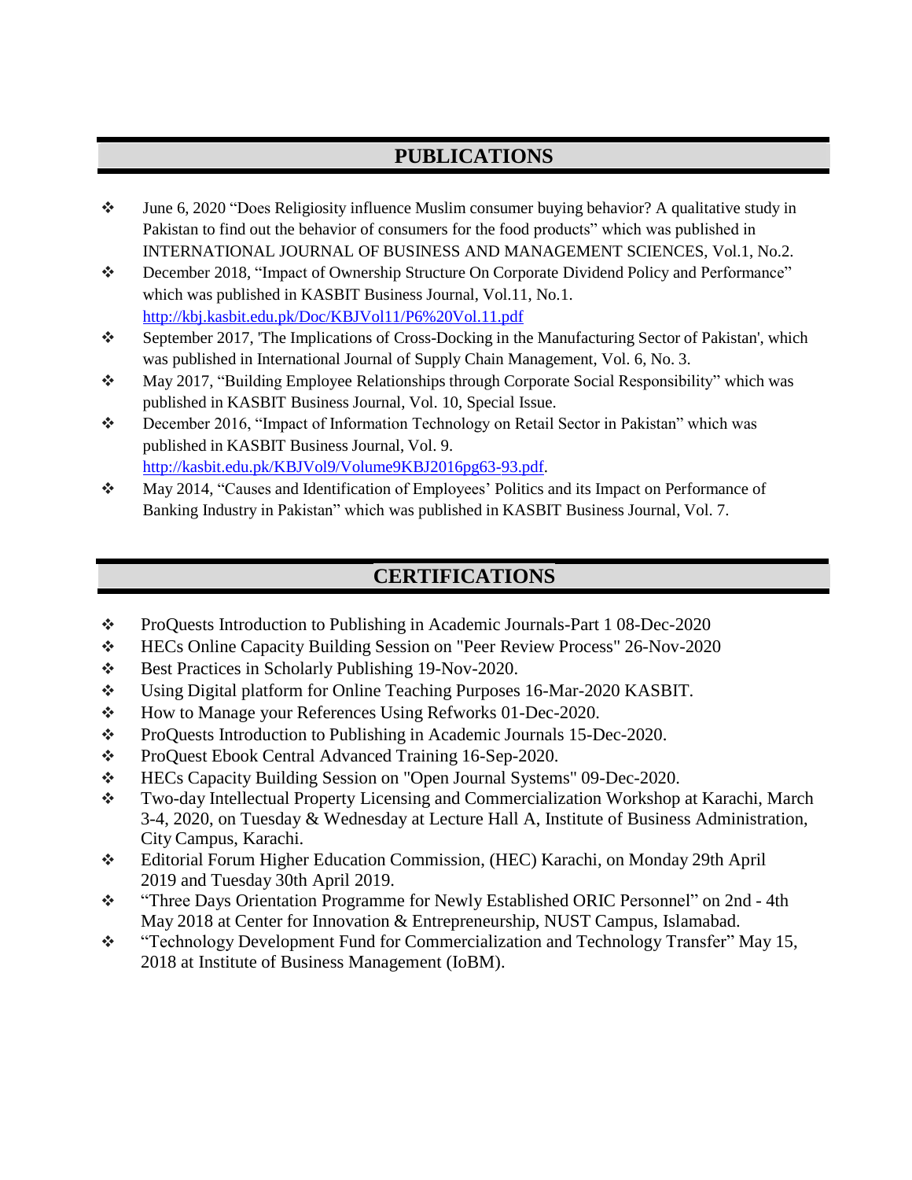## PUBLICATIONS

- June 6, 2020 "Does Religiosity influence Muslim consumer buying behavior? A qualitative study in Pakistan to find out the behavior of consumers for the food products" which was published in INTERNATIONAL JOURNAL OF BUSINESS AND MANAGEMENT SCIENCES, Vol.1, No.2.
- December 2018, "Impact of Ownership Structure On Corporate Dividend Policy and Performance" which was published in KASBIT Business Journal, Vol.11, No.1. http://kbj.kasbit.edu.pk/Doc/KBJVol11/P6%20Vol.11.pdf
- September 2017, 'The Implications of Cross-Docking in the Manufacturing Sector of Pakistan', which was published in International Journal of Supply Chain Management, Vol. 6, No. 3.
- May 2017, "Building Employee Relationships through Corporate Social Responsibility" which was published in KASBIT Business Journal, Vol. 10, Special Issue.
- December 2016, "Impact of Information Technology on Retail Sector in Pakistan" which was published in KASBIT Business Journal, Vol. 9. http://kasbit.edu.pk/KBJVol9/Volume9KBJ2016pg63-93.pdf.
- May 2014, "Causes and Identification of Employees' Politics and its Impact on Performance of Banking Industry in Pakistan" which was published in KASBIT Business Journal, Vol. 7.

## CERTIFICATIONS

- ProQuests Introduction to Publishing in Academic Journals-Part 1 08-Dec-2020
- HECs Online Capacity Building Session on "Peer Review Process" 26-Nov-2020
- Best Practices in Scholarly Publishing 19-Nov-2020.
- Using Digital platform for Online Teaching Purposes 16-Mar-2020 KASBIT.
- How to Manage your References Using Refworks 01-Dec-2020.
- ProQuests Introduction to Publishing in Academic Journals 15-Dec-2020.
- ProQuest Ebook Central Advanced Training 16-Sep-2020.
- HECs Capacity Building Session on "Open Journal Systems" 09-Dec-2020.
- Two-day Intellectual Property Licensing and Commercialization Workshop at Karachi, March 3-4, 2020, on Tuesday & Wednesday at Lecture Hall A, Institute of Business Administration, City Campus, Karachi.
- Editorial Forum Higher Education Commission, (HEC) Karachi, on Monday 29th April 2019 and Tuesday 30th April 2019.
- "Three Days Orientation Programme for Newly Established ORIC Personnel" on 2nd - 4th May 2018 at Center for Innovation & Entrepreneurship, NUST Campus, Islamabad.
- "Technology Development Fund for Commercialization and Technology Transfer" May 15, 2018 at Institute of Business Management (IoBM).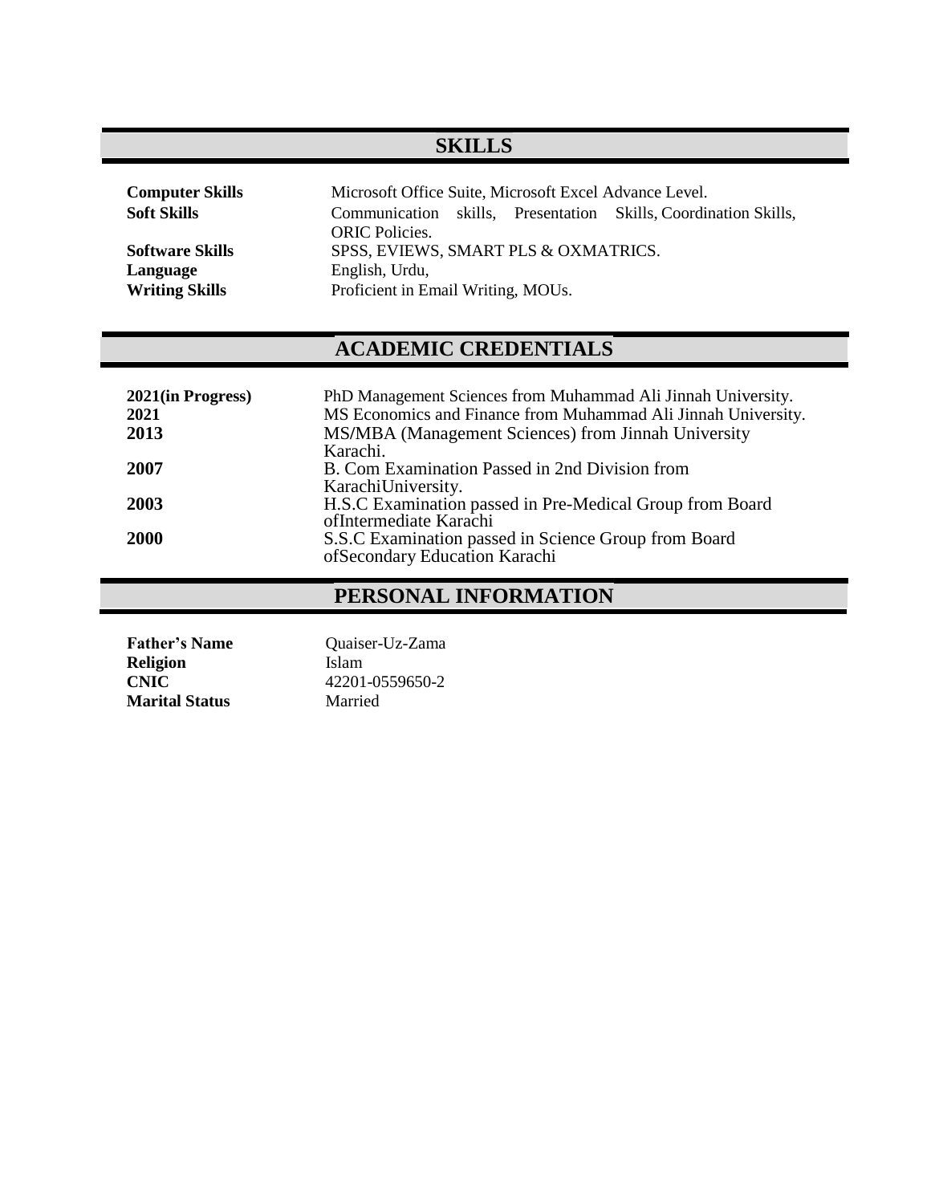## SKILLS

**Computer Skills** Microsoft Office Suite, Microsoft Excel Advance Level.

**Soft Skills** Communication skills, Presentation Skills, Coordination Skills, ORIC Policies.

**Software Skills** SPSS, EVIEWS, SMART PLS & OXMATRICS.

**Language** English, Urdu,

**Writing Skills** Proficient in Email Writing, MOUs.

## ACADEMIC CREDENTIALS

| | |
|---|---|
| **2021(in Progress)** | PhD Management Sciences from Muhammad Ali Jinnah University. |
| **2021** | MS Economics and Finance from Muhammad Ali Jinnah University. |
| **2013** | MS/MBA (Management Sciences) from Jinnah University Karachi. |
| **2007** | B. Com Examination Passed in 2nd Division from KarachiUniversity. |
| **2003** | H.S.C Examination passed in Pre-Medical Group from Board ofIntermediate Karachi |
| **2000** | S.S.C Examination passed in Science Group from Board ofSecondary Education Karachi |

## PERSONAL INFORMATION

**Father's Name** Quaiser-Uz-Zama

**Religion** Islam

**CNIC** 42201-0559650-2

**Marital Status** Married